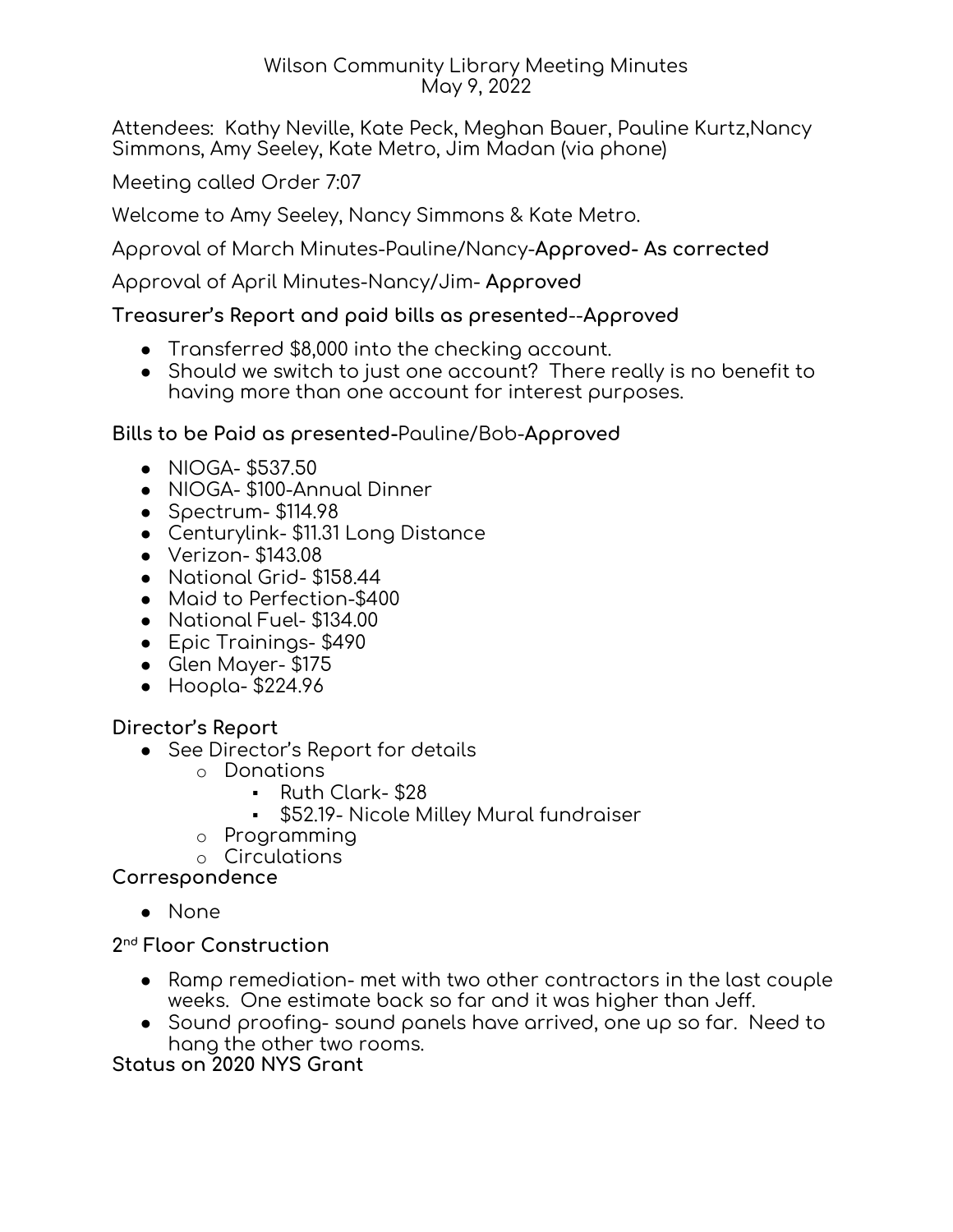# Wilson Community Library Meeting Minutes
May 9, 2022

Attendees: Kathy Neville, Kate Peck, Meghan Bauer, Pauline Kurtz,Nancy Simmons, Amy Seeley, Kate Metro, Jim Madan (via phone)

Meeting called Order 7:07

Welcome to Amy Seeley, Nancy Simmons & Kate Metro.

Approval of March Minutes-Pauline/Nancy-**Approved- As corrected**

Approval of April Minutes-Nancy/Jim- **Approved**

**Treasurer's Report and paid bills as presented--Approved**

- Transferred $8,000 into the checking account.
- Should we switch to just one account? There really is no benefit to having more than one account for interest purposes.

**Bills to be Paid as presented-**Pauline/Bob-**Approved**

- NIOGA- $537.50
- NIOGA- $100-Annual Dinner
- Spectrum- $114.98
- Centurylink- $11.31 Long Distance
- Verizon- $143.08
- National Grid- $158.44
- Maid to Perfection-$400
- National Fuel- $134.00
- Epic Trainings- $490
- Glen Mayer- $175
- Hoopla- $224.96

**Director's Report**

- See Director's Report for details
  - Donations
    - Ruth Clark- $28
    - $52.19- Nicole Milley Mural fundraiser
  - Programming
  - Circulations

**Correspondence**

- None

**2nd Floor Construction**

- Ramp remediation- met with two other contractors in the last couple weeks. One estimate back so far and it was higher than Jeff.
- Sound proofing- sound panels have arrived, one up so far. Need to hang the other two rooms.

**Status on 2020 NYS Grant**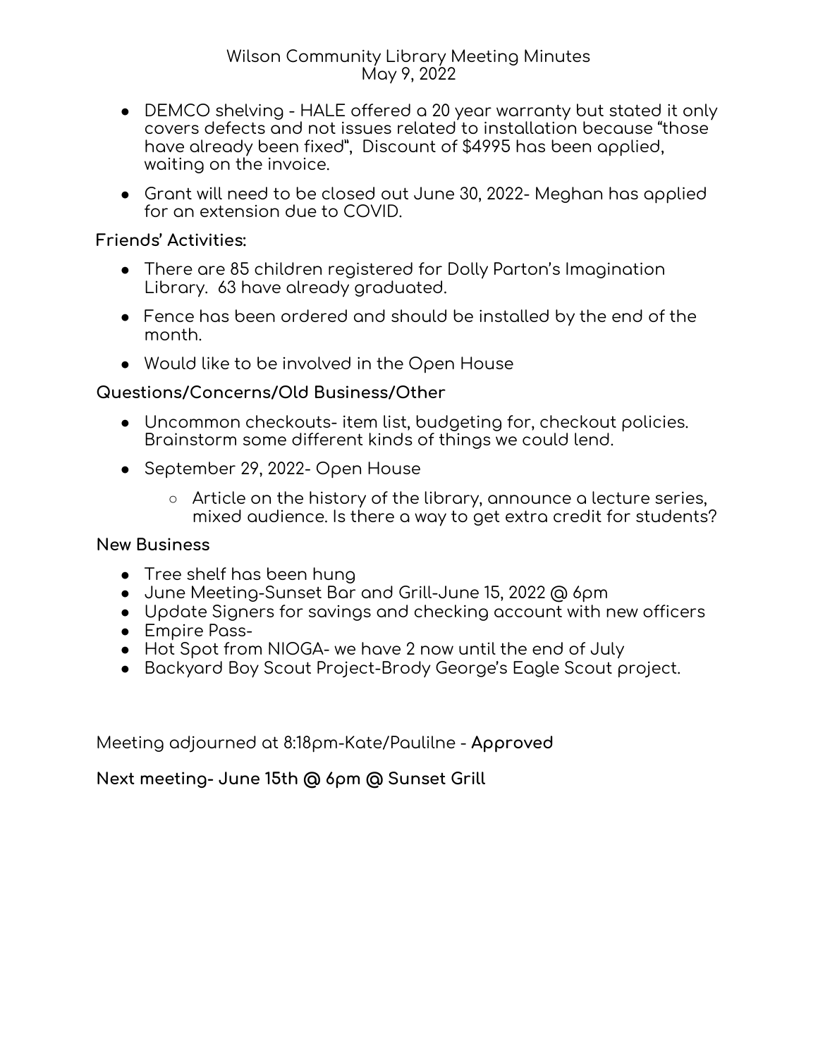Wilson Community Library Meeting Minutes
May 9, 2022

- DEMCO shelving - HALE offered a 20 year warranty but stated it only covers defects and not issues related to installation because "those have already been fixed", Discount of $4995 has been applied, waiting on the invoice.
- Grant will need to be closed out June 30, 2022- Meghan has applied for an extension due to COVID.

**Friends' Activities:**

- There are 85 children registered for Dolly Parton's Imagination Library. 63 have already graduated.
- Fence has been ordered and should be installed by the end of the month.
- Would like to be involved in the Open House

**Questions/Concerns/Old Business/Other**

- Uncommon checkouts- item list, budgeting for, checkout policies. Brainstorm some different kinds of things we could lend.
- September 29, 2022- Open House
    - Article on the history of the library, announce a lecture series, mixed audience. Is there a way to get extra credit for students?

**New Business**

- Tree shelf has been hung
- June Meeting-Sunset Bar and Grill-June 15, 2022 @ 6pm
- Update Signers for savings and checking account with new officers
- Empire Pass-
- Hot Spot from NIOGA- we have 2 now until the end of July
- Backyard Boy Scout Project-Brody George's Eagle Scout project.

Meeting adjourned at 8:18pm-Kate/Paulilne - **Approved**

**Next meeting- June 15th @ 6pm @ Sunset Grill**